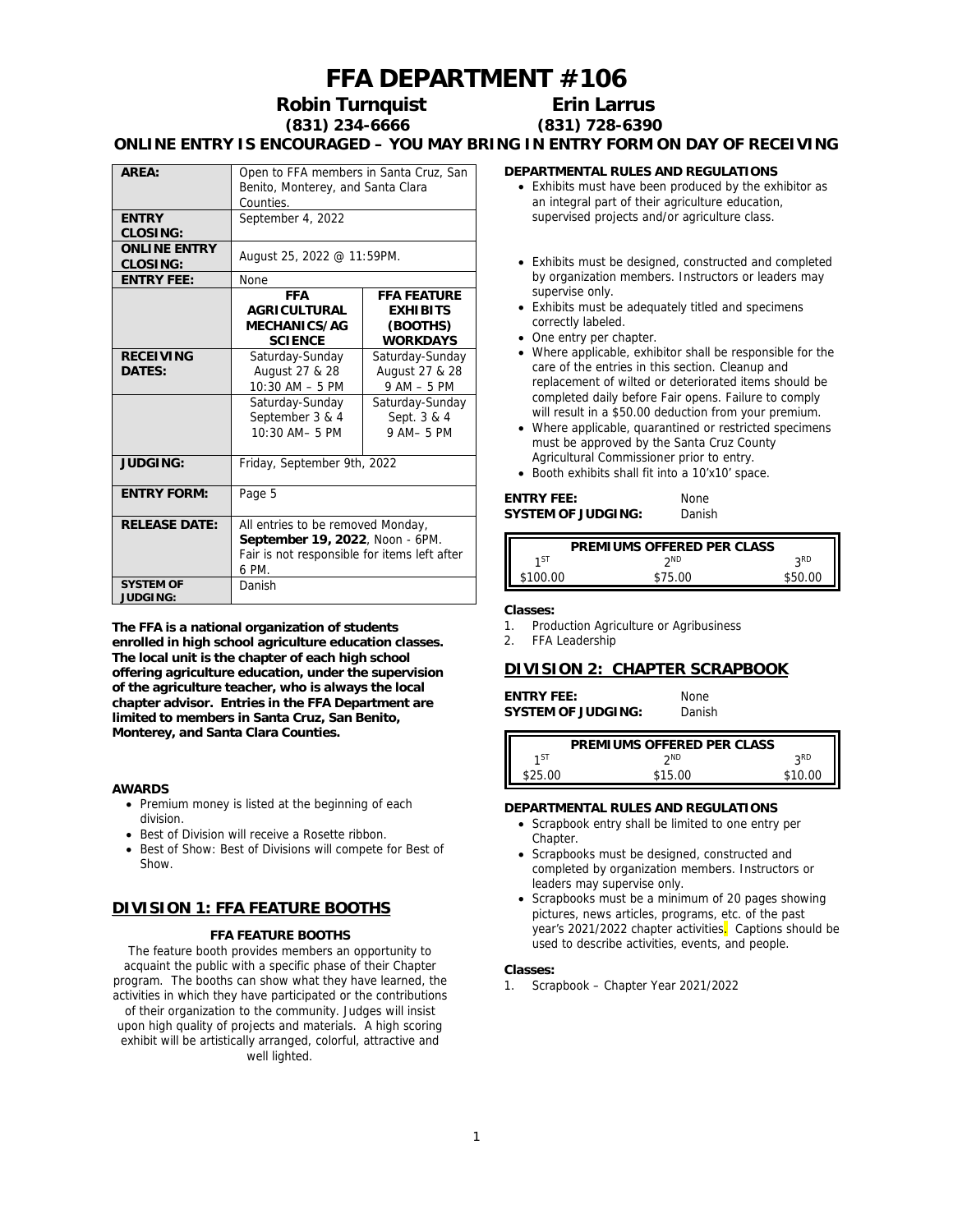# FFA DEPARTMENT #106

**Robin Turnquist** (831) 234-6666 — **Erin Larrus** (831) 728-6390

**ONLINE ENTRY IS ENCOURAGED – YOU MAY BRING IN ENTRY FORM ON DAY OF RECEIVING**

| | | |
|---|---|---|
| **AREA:** | Open to FFA members in Santa Cruz, San Benito, Monterey, and Santa Clara Counties. | |
| **ENTRY CLOSING:** | September 4, 2022 | |
| **ONLINE ENTRY CLOSING:** | August 25, 2022 @ 11:59PM. | |
| **ENTRY FEE:** | None | |
| | **FFA AGRICULTURAL MECHANICS/AG SCIENCE** | **FFA FEATURE EXHIBITS (BOOTHS) WORKDAYS** |
| **RECEIVING DATES:** | Saturday-Sunday August 27 & 28 10:30 AM – 5 PM | Saturday-Sunday August 27 & 28 9 AM – 5 PM |
| | Saturday-Sunday September 3 & 4 10:30 AM– 5 PM | Saturday-Sunday Sept. 3 & 4 9 AM– 5 PM |
| **JUDGING:** | Friday, September 9th, 2022 | |
| **ENTRY FORM:** | Page 5 | |
| **RELEASE DATE:** | All entries to be removed Monday, **September 19, 2022**, Noon - 6PM. Fair is not responsible for items left after 6 PM. | |
| **SYSTEM OF JUDGING:** | Danish | |

**The FFA is a national organization of students enrolled in high school agriculture education classes. The local unit is the chapter of each high school offering agriculture education, under the supervision of the agriculture teacher, who is always the local chapter advisor. Entries in the FFA Department are limited to members in Santa Cruz, San Benito, Monterey, and Santa Clara Counties.**

**AWARDS**

- Premium money is listed at the beginning of each division.
- Best of Division will receive a Rosette ribbon.
- Best of Show: Best of Divisions will compete for Best of Show.

## DIVISION 1: FFA FEATURE BOOTHS

### FFA FEATURE BOOTHS

The feature booth provides members an opportunity to acquaint the public with a specific phase of their Chapter program. The booths can show what they have learned, the activities in which they have participated or the contributions of their organization to the community. Judges will insist upon high quality of projects and materials. A high scoring exhibit will be artistically arranged, colorful, attractive and well lighted.

**DEPARTMENTAL RULES AND REGULATIONS**

- Exhibits must have been produced by the exhibitor as an integral part of their agriculture education, supervised projects and/or agriculture class.
- Exhibits must be designed, constructed and completed by organization members. Instructors or leaders may supervise only.
- Exhibits must be adequately titled and specimens correctly labeled.
- One entry per chapter.
- Where applicable, exhibitor shall be responsible for the care of the entries in this section. Cleanup and replacement of wilted or deteriorated items should be completed daily before Fair opens. Failure to comply will result in a $50.00 deduction from your premium.
- Where applicable, quarantined or restricted specimens must be approved by the Santa Cruz County Agricultural Commissioner prior to entry.
- Booth exhibits shall fit into a 10'x10' space.

**ENTRY FEE:** None
**SYSTEM OF JUDGING:** Danish

| PREMIUMS OFFERED PER CLASS | | |
|---|---|---|
| 1ST | 2ND | 3RD |
| $100.00 | $75.00 | $50.00 |

**Classes:**

1. Production Agriculture or Agribusiness
2. FFA Leadership

## DIVISION 2: CHAPTER SCRAPBOOK

**ENTRY FEE:** None
**SYSTEM OF JUDGING:** Danish

| PREMIUMS OFFERED PER CLASS | | |
|---|---|---|
| 1ST | 2ND | 3RD |
| $25.00 | $15.00 | $10.00 |

**DEPARTMENTAL RULES AND REGULATIONS**

- Scrapbook entry shall be limited to one entry per Chapter.
- Scrapbooks must be designed, constructed and completed by organization members. Instructors or leaders may supervise only.
- Scrapbooks must be a minimum of 20 pages showing pictures, news articles, programs, etc. of the past year's 2021/2022 chapter activities. Captions should be used to describe activities, events, and people.

**Classes:**

1. Scrapbook – Chapter Year 2021/2022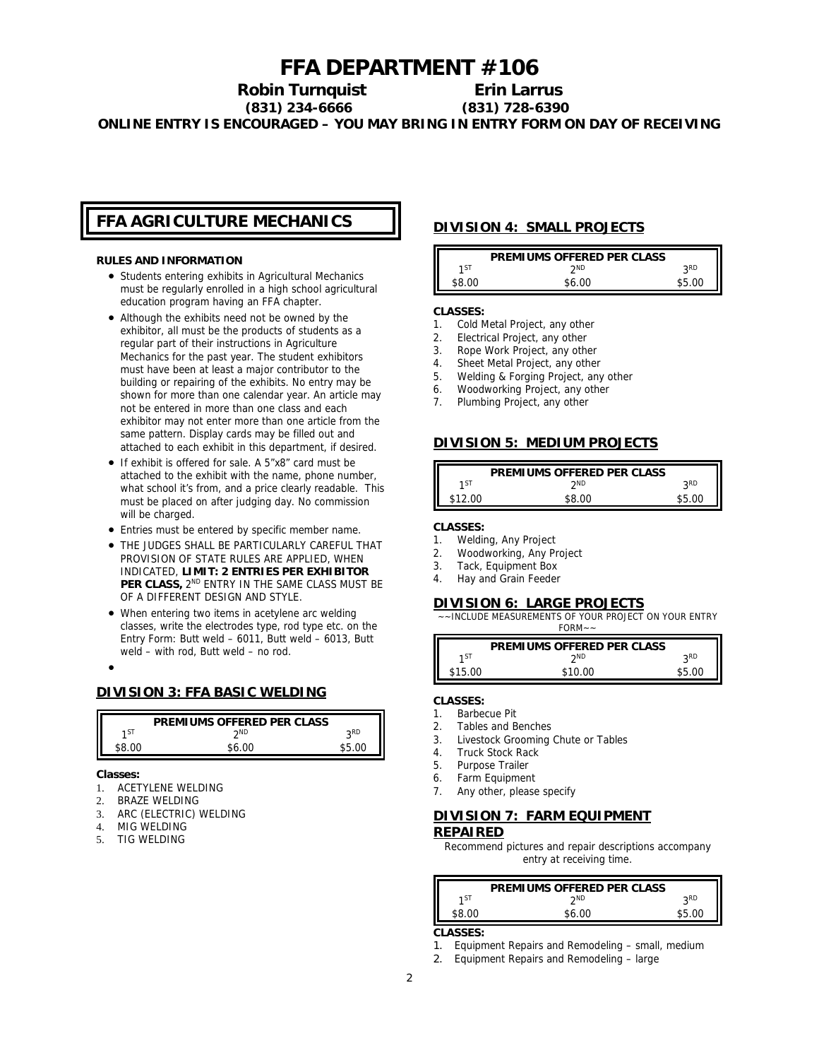# FFA DEPARTMENT #106

**Robin Turnquist** (831) 234-6666

**Erin Larrus** (831) 728-6390

**ONLINE ENTRY IS ENCOURAGED – YOU MAY BRING IN ENTRY FORM ON DAY OF RECEIVING**

## FFA AGRICULTURE MECHANICS

**RULES AND INFORMATION**

- Students entering exhibits in Agricultural Mechanics must be regularly enrolled in a high school agricultural education program having an FFA chapter.
- Although the exhibits need not be owned by the exhibitor, all must be the products of students as a regular part of their instructions in Agriculture Mechanics for the past year. The student exhibitors must have been at least a major contributor to the building or repairing of the exhibits. No entry may be shown for more than one calendar year. An article may not be entered in more than one class and each exhibitor may not enter more than one article from the same pattern. Display cards may be filled out and attached to each exhibit in this department, if desired.
- If exhibit is offered for sale. A 5"x8" card must be attached to the exhibit with the name, phone number, what school it's from, and a price clearly readable. This must be placed on after judging day. No commission will be charged.
- Entries must be entered by specific member name.
- THE JUDGES SHALL BE PARTICULARLY CAREFUL THAT PROVISION OF STATE RULES ARE APPLIED, WHEN INDICATED, **LIMIT: 2 ENTRIES PER EXHIBITOR PER CLASS,** 2ND ENTRY IN THE SAME CLASS MUST BE OF A DIFFERENT DESIGN AND STYLE.
- When entering two items in acetylene arc welding classes, write the electrodes type, rod type etc. on the Entry Form: Butt weld – 6011, Butt weld – 6013, Butt weld – with rod, Butt weld – no rod.
- 

## DIVISION 3: FFA BASIC WELDING

| PREMIUMS OFFERED PER CLASS | | |
|---|---|---|
| 1ST | 2ND | 3RD |
| $8.00 | $6.00 | $5.00 |

**Classes:**

1. ACETYLENE WELDING
2. BRAZE WELDING
3. ARC (ELECTRIC) WELDING
4. MIG WELDING
5. TIG WELDING

## DIVISION 4: SMALL PROJECTS

| PREMIUMS OFFERED PER CLASS | | |
|---|---|---|
| 1ST | 2ND | 3RD |
| $8.00 | $6.00 | $5.00 |

**CLASSES:**

1. Cold Metal Project, any other
2. Electrical Project, any other
3. Rope Work Project, any other
4. Sheet Metal Project, any other
5. Welding & Forging Project, any other
6. Woodworking Project, any other
7. Plumbing Project, any other

## DIVISION 5: MEDIUM PROJECTS

| PREMIUMS OFFERED PER CLASS | | |
|---|---|---|
| 1ST | 2ND | 3RD |
| $12.00 | $8.00 | $5.00 |

**CLASSES:**

1. Welding, Any Project
2. Woodworking, Any Project
3. Tack, Equipment Box
4. Hay and Grain Feeder

## DIVISION 6: LARGE PROJECTS

~~INCLUDE MEASUREMENTS OF YOUR PROJECT ON YOUR ENTRY FORM~~

| PREMIUMS OFFERED PER CLASS | | |
|---|---|---|
| 1ST | 2ND | 3RD |
| $15.00 | $10.00 | $5.00 |

**CLASSES:**

1. Barbecue Pit
2. Tables and Benches
3. Livestock Grooming Chute or Tables
4. Truck Stock Rack
5. Purpose Trailer
6. Farm Equipment
7. Any other, please specify

## DIVISION 7: FARM EQUIPMENT REPAIRED

Recommend pictures and repair descriptions accompany entry at receiving time.

| PREMIUMS OFFERED PER CLASS | | |
|---|---|---|
| 1ST | 2ND | 3RD |
| $8.00 | $6.00 | $5.00 |

**CLASSES:**

1. Equipment Repairs and Remodeling – small, medium
2. Equipment Repairs and Remodeling – large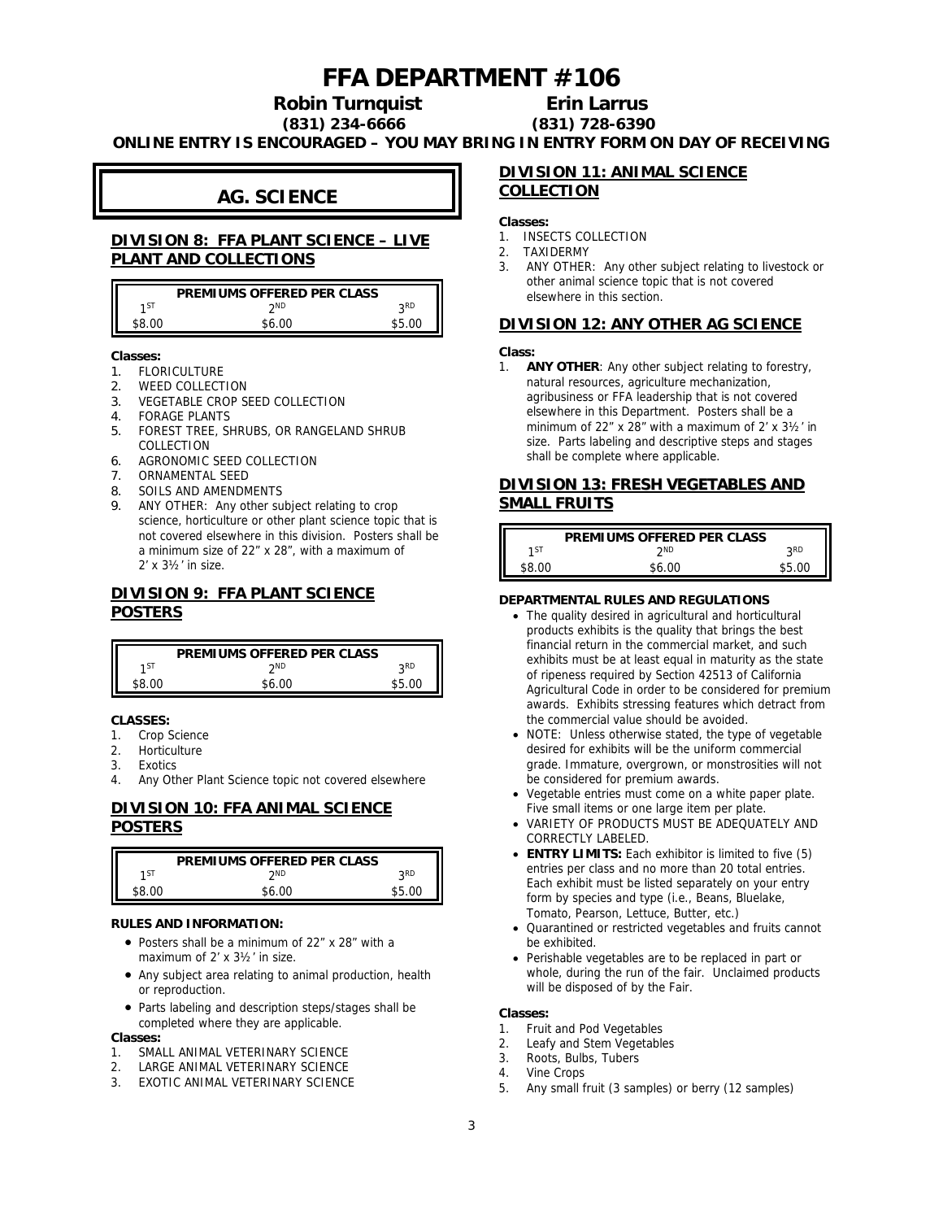# FFA DEPARTMENT #106

**Robin Turnquist** (831) 234-6666 **Erin Larrus** (831) 728-6390

***ONLINE ENTRY IS ENCOURAGED – YOU MAY BRING IN ENTRY FORM ON DAY OF RECEIVING***

## AG. SCIENCE

### DIVISION 8: FFA PLANT SCIENCE – LIVE PLANT AND COLLECTIONS

| PREMIUMS OFFERED PER CLASS | | |
|---|---|---|
| 1ST | 2ND | 3RD |
| $8.00 | $6.00 | $5.00 |

**Classes:**

1. FLORICULTURE
2. WEED COLLECTION
3. VEGETABLE CROP SEED COLLECTION
4. FORAGE PLANTS
5. FOREST TREE, SHRUBS, OR RANGELAND SHRUB COLLECTION
6. AGRONOMIC SEED COLLECTION
7. ORNAMENTAL SEED
8. SOILS AND AMENDMENTS
9. ANY OTHER: Any other subject relating to crop science, horticulture or other plant science topic that is not covered elsewhere in this division. Posters shall be a minimum size of 22" x 28", with a maximum of 2' x 3½' in size.

### DIVISION 9: FFA PLANT SCIENCE POSTERS

| PREMIUMS OFFERED PER CLASS | | |
|---|---|---|
| 1ST | 2ND | 3RD |
| $8.00 | $6.00 | $5.00 |

**CLASSES:**

1. Crop Science
2. Horticulture
3. Exotics
4. Any Other Plant Science topic not covered elsewhere

### DIVISION 10: FFA ANIMAL SCIENCE POSTERS

| PREMIUMS OFFERED PER CLASS | | |
|---|---|---|
| 1ST | 2ND | 3RD |
| $8.00 | $6.00 | $5.00 |

**RULES AND INFORMATION:**

- Posters shall be a minimum of 22" x 28" with a maximum of 2' x 3½' in size.
- Any subject area relating to animal production, health or reproduction.
- Parts labeling and description steps/stages shall be completed where they are applicable.

**Classes:**

1. SMALL ANIMAL VETERINARY SCIENCE
2. LARGE ANIMAL VETERINARY SCIENCE
3. EXOTIC ANIMAL VETERINARY SCIENCE

### DIVISION 11: ANIMAL SCIENCE COLLECTION

**Classes:**

1. INSECTS COLLECTION
2. TAXIDERMY
3. ANY OTHER: Any other subject relating to livestock or other animal science topic that is not covered elsewhere in this section.

### DIVISION 12: ANY OTHER AG SCIENCE

**Class:**

1. **ANY OTHER**: Any other subject relating to forestry, natural resources, agriculture mechanization, agribusiness or FFA leadership that is not covered elsewhere in this Department. Posters shall be a minimum of 22" x 28" with a maximum of 2' x 3½' in size. Parts labeling and descriptive steps and stages shall be complete where applicable.

### DIVISION 13: FRESH VEGETABLES AND SMALL FRUITS

| PREMIUMS OFFERED PER CLASS | | |
|---|---|---|
| 1ST | 2ND | 3RD |
| $8.00 | $6.00 | $5.00 |

**DEPARTMENTAL RULES AND REGULATIONS**

- The quality desired in agricultural and horticultural products exhibits is the quality that brings the best financial return in the commercial market, and such exhibits must be at least equal in maturity as the state of ripeness required by Section 42513 of California Agricultural Code in order to be considered for premium awards. Exhibits stressing features which detract from the commercial value should be avoided.
- NOTE: Unless otherwise stated, the type of vegetable desired for exhibits will be the uniform commercial grade. Immature, overgrown, or monstrosities will not be considered for premium awards.
- Vegetable entries must come on a white paper plate. Five small items or one large item per plate.
- VARIETY OF PRODUCTS MUST BE ADEQUATELY AND CORRECTLY LABELED.
- **ENTRY LIMITS:** Each exhibitor is limited to five (5) entries per class and no more than 20 total entries. Each exhibit must be listed separately on your entry form by species and type (i.e., Beans, Bluelake, Tomato, Pearson, Lettuce, Butter, etc.)
- Quarantined or restricted vegetables and fruits cannot be exhibited.
- Perishable vegetables are to be replaced in part or whole, during the run of the fair. Unclaimed products will be disposed of by the Fair.

**Classes:**

1. Fruit and Pod Vegetables
2. Leafy and Stem Vegetables
3. Roots, Bulbs, Tubers
4. Vine Crops
5. Any small fruit (3 samples) or berry (12 samples)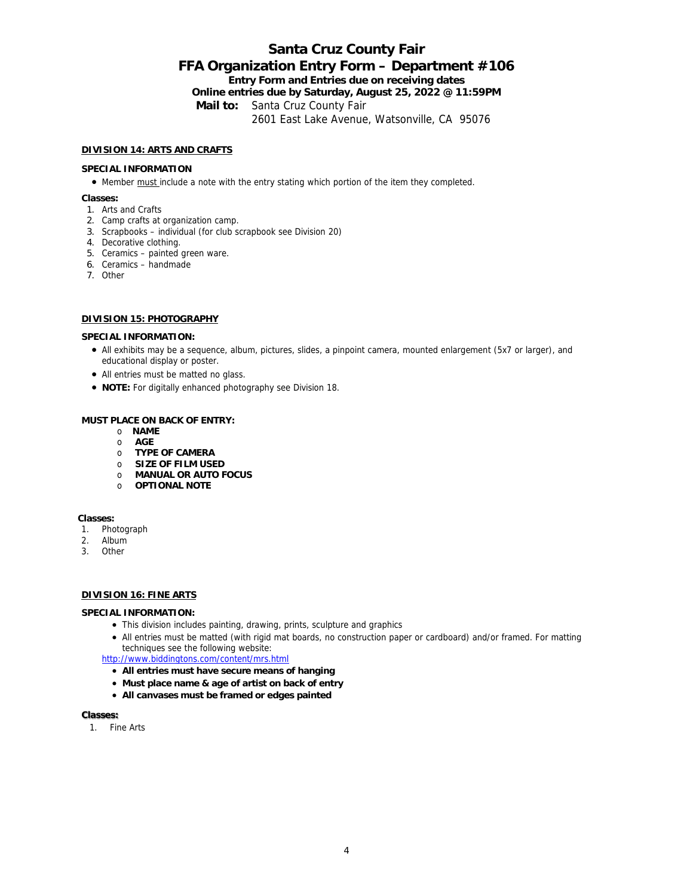# Santa Cruz County Fair

## FFA Organization Entry Form – Department #106

**Entry Form and Entries due on receiving dates**

**Online entries due by Saturday, August 25, 2022 @ 11:59PM**

**Mail to:** Santa Cruz County Fair
2601 East Lake Avenue, Watsonville, CA 95076

### DIVISION 14: ARTS AND CRAFTS

**SPECIAL INFORMATION**

- Member must include a note with the entry stating which portion of the item they completed.

**Classes:**

1. Arts and Crafts
2. Camp crafts at organization camp.
3. Scrapbooks – individual (for club scrapbook see Division 20)
4. Decorative clothing.
5. Ceramics – painted green ware.
6. Ceramics – handmade
7. Other

### DIVISION 15: PHOTOGRAPHY

**SPECIAL INFORMATION:**

- All exhibits may be a sequence, album, pictures, slides, a pinpoint camera, mounted enlargement (5x7 or larger), and educational display or poster.
- All entries must be matted no glass.
- **NOTE:** For digitally enhanced photography see Division 18.

**MUST PLACE ON BACK OF ENTRY:**

- **NAME**
- **AGE**
- **TYPE OF CAMERA**
- **SIZE OF FILM USED**
- **MANUAL OR AUTO FOCUS**
- **OPTIONAL NOTE**

**Classes:**

1. Photograph
2. Album
3. Other

### DIVISION 16: FINE ARTS

**SPECIAL INFORMATION:**

- This division includes painting, drawing, prints, sculpture and graphics
- All entries must be matted (with rigid mat boards, no construction paper or cardboard) and/or framed. For matting techniques see the following website:

http://www.biddingtons.com/content/mrs.html

- **All entries must have secure means of hanging**
- **Must place name & age of artist on back of entry**
- **All canvases must be framed or edges painted**

**Classes:**

1. Fine Arts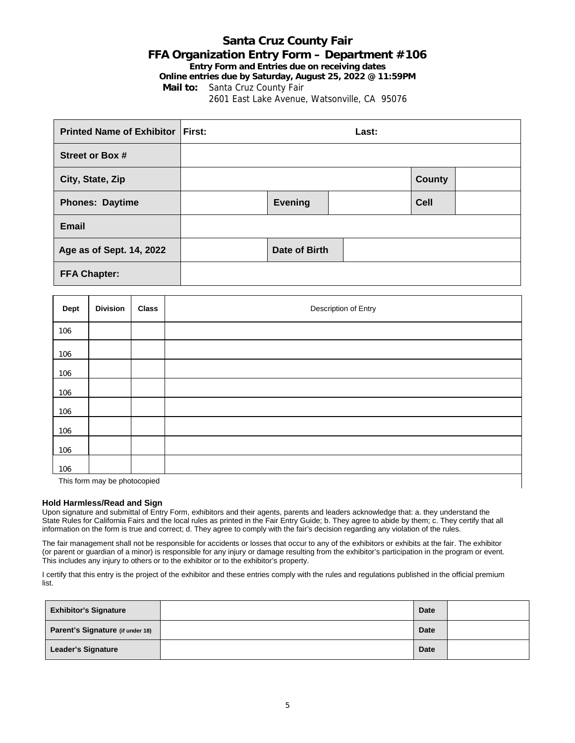# Santa Cruz County Fair

## FFA Organization Entry Form – Department #106

**Entry Form and Entries due on receiving dates**

**Online entries due by Saturday, August 25, 2022 @ 11:59PM**

**Mail to:** Santa Cruz County Fair
2601 East Lake Avenue, Watsonville, CA 95076

| | | | | | |
|---|---|---|---|---|---|
| **Printed Name of Exhibitor** | **First:** | | **Last:** | | |
| **Street or Box #** | | | | | |
| **City, State, Zip** | | | | **County** | |
| **Phones: Daytime** | | **Evening** | | **Cell** | |
| **Email** | | | | | |
| **Age as of Sept. 14, 2022** | | **Date of Birth** | | | |
| **FFA Chapter:** | | | | | |

| Dept | Division | Class | Description of Entry |
|---|---|---|---|
| 106 | | | |
| 106 | | | |
| 106 | | | |
| 106 | | | |
| 106 | | | |
| 106 | | | |
| 106 | | | |
| 106 | | | |

This form may be photocopied

**Hold Harmless/Read and Sign**

Upon signature and submittal of Entry Form, exhibitors and their agents, parents and leaders acknowledge that: a. they understand the State Rules for California Fairs and the local rules as printed in the Fair Entry Guide; b. They agree to abide by them; c. They certify that all information on the form is true and correct; d. They agree to comply with the fair's decision regarding any violation of the rules.

The fair management shall not be responsible for accidents or losses that occur to any of the exhibitors or exhibits at the fair. The exhibitor (or parent or guardian of a minor) is responsible for any injury or damage resulting from the exhibitor's participation in the program or event. This includes any injury to others or to the exhibitor or to the exhibitor's property.

I certify that this entry is the project of the exhibitor and these entries comply with the rules and regulations published in the official premium list.

| | | | |
|---|---|---|---|
| **Exhibitor's Signature** | | **Date** | |
| **Parent's Signature (if under 18)** | | **Date** | |
| **Leader's Signature** | | **Date** | |